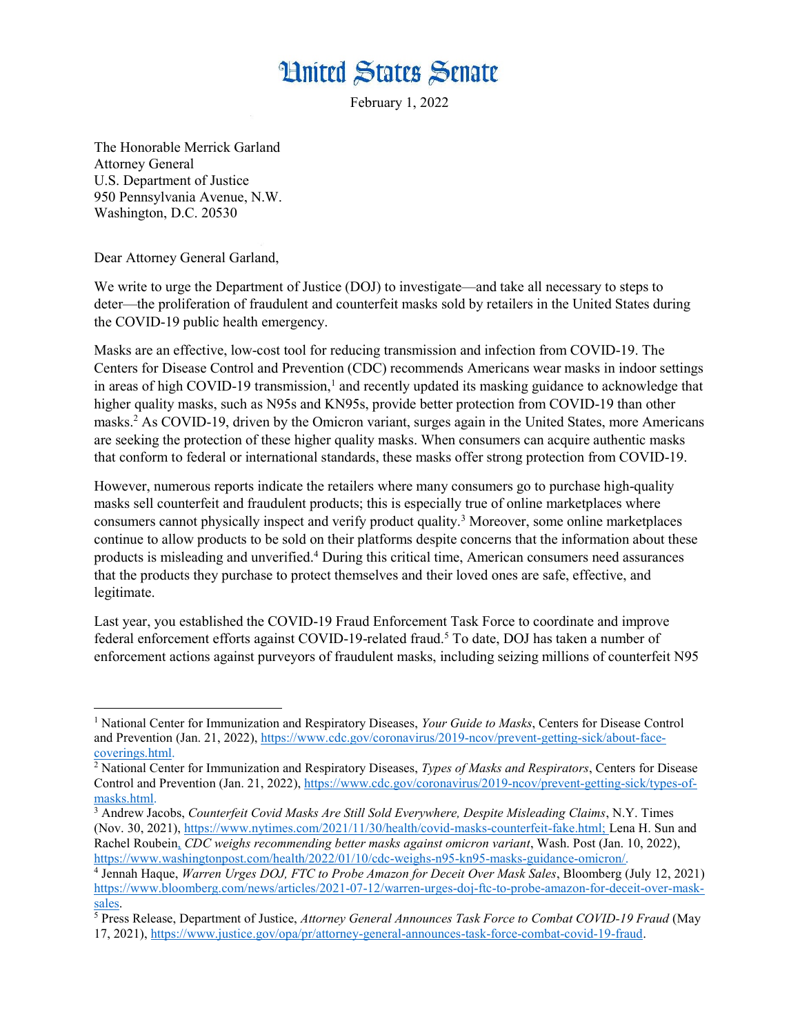# United States Senate

February 1, 2022

The Honorable Merrick Garland
Attorney General
U.S. Department of Justice
950 Pennsylvania Avenue, N.W.
Washington, D.C. 20530

Dear Attorney General Garland,

We write to urge the Department of Justice (DOJ) to investigate—and take all necessary to steps to deter—the proliferation of fraudulent and counterfeit masks sold by retailers in the United States during the COVID-19 public health emergency.

Masks are an effective, low-cost tool for reducing transmission and infection from COVID-19. The Centers for Disease Control and Prevention (CDC) recommends Americans wear masks in indoor settings in areas of high COVID-19 transmission,[1] and recently updated its masking guidance to acknowledge that higher quality masks, such as N95s and KN95s, provide better protection from COVID-19 than other masks.[2] As COVID-19, driven by the Omicron variant, surges again in the United States, more Americans are seeking the protection of these higher quality masks. When consumers can acquire authentic masks that conform to federal or international standards, these masks offer strong protection from COVID-19.

However, numerous reports indicate the retailers where many consumers go to purchase high-quality masks sell counterfeit and fraudulent products; this is especially true of online marketplaces where consumers cannot physically inspect and verify product quality.[3] Moreover, some online marketplaces continue to allow products to be sold on their platforms despite concerns that the information about these products is misleading and unverified.[4] During this critical time, American consumers need assurances that the products they purchase to protect themselves and their loved ones are safe, effective, and legitimate.

Last year, you established the COVID-19 Fraud Enforcement Task Force to coordinate and improve federal enforcement efforts against COVID-19-related fraud.[5] To date, DOJ has taken a number of enforcement actions against purveyors of fraudulent masks, including seizing millions of counterfeit N95

---

[1] National Center for Immunization and Respiratory Diseases, *Your Guide to Masks*, Centers for Disease Control and Prevention (Jan. 21, 2022), https://www.cdc.gov/coronavirus/2019-ncov/prevent-getting-sick/about-face-coverings.html.

[2] National Center for Immunization and Respiratory Diseases, *Types of Masks and Respirators*, Centers for Disease Control and Prevention (Jan. 21, 2022), https://www.cdc.gov/coronavirus/2019-ncov/prevent-getting-sick/types-of-masks.html.

[3] Andrew Jacobs, *Counterfeit Covid Masks Are Still Sold Everywhere, Despite Misleading Claims*, N.Y. Times (Nov. 30, 2021), https://www.nytimes.com/2021/11/30/health/covid-masks-counterfeit-fake.html; Lena H. Sun and Rachel Roubein, *CDC weighs recommending better masks against omicron variant*, Wash. Post (Jan. 10, 2022), https://www.washingtonpost.com/health/2022/01/10/cdc-weighs-n95-kn95-masks-guidance-omicron/.

[4] Jennah Haque, *Warren Urges DOJ, FTC to Probe Amazon for Deceit Over Mask Sales*, Bloomberg (July 12, 2021) https://www.bloomberg.com/news/articles/2021-07-12/warren-urges-doj-ftc-to-probe-amazon-for-deceit-over-mask-sales.

[5] Press Release, Department of Justice, *Attorney General Announces Task Force to Combat COVID-19 Fraud* (May 17, 2021), https://www.justice.gov/opa/pr/attorney-general-announces-task-force-combat-covid-19-fraud.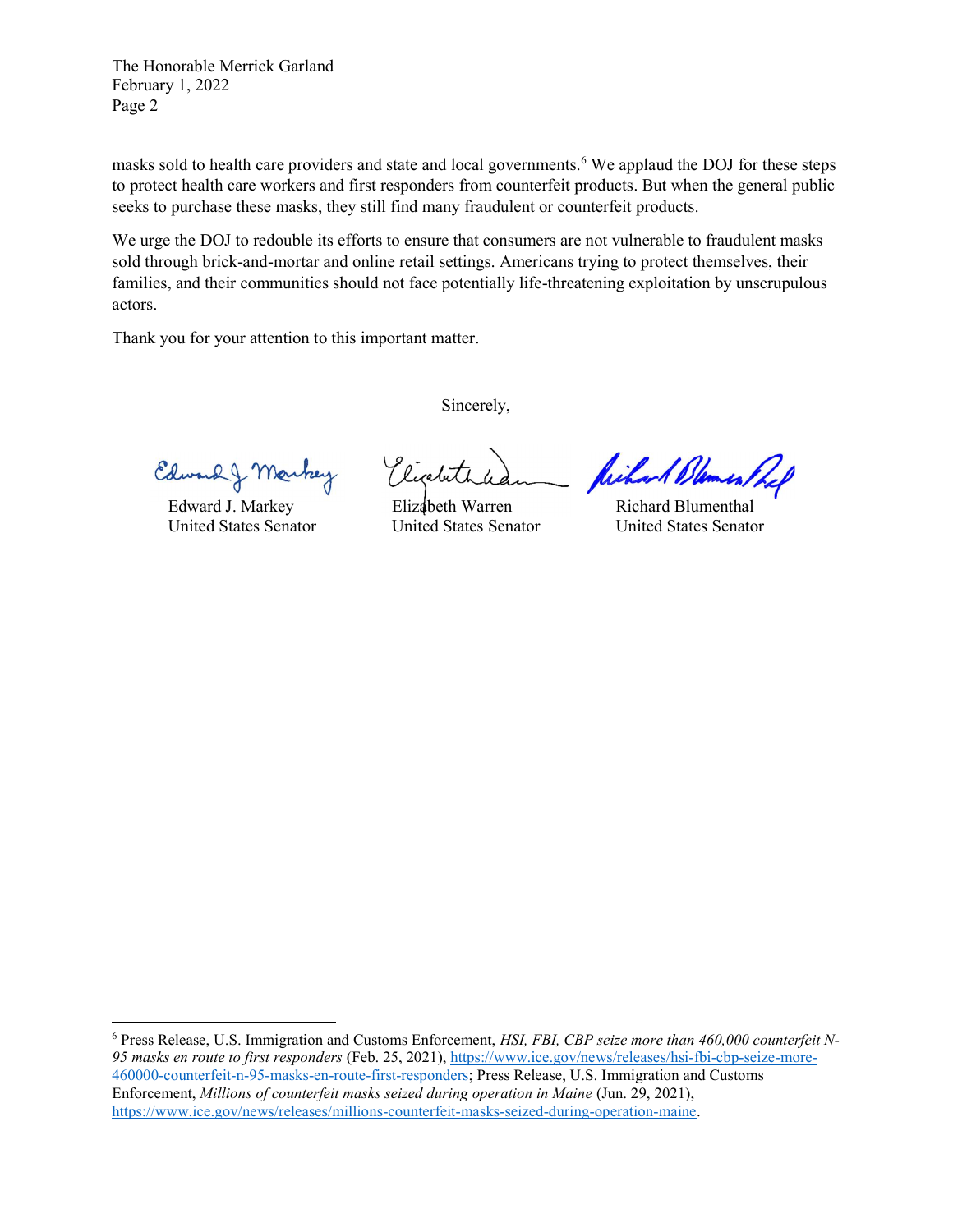masks sold to health care providers and state and local governments.[6] We applaud the DOJ for these steps to protect health care workers and first responders from counterfeit products. But when the general public seeks to purchase these masks, they still find many fraudulent or counterfeit products.

We urge the DOJ to redouble its efforts to ensure that consumers are not vulnerable to fraudulent masks sold through brick-and-mortar and online retail settings. Americans trying to protect themselves, their families, and their communities should not face potentially life-threatening exploitation by unscrupulous actors.

Thank you for your attention to this important matter.

Sincerely,

Edward J. Markey
United States Senator

Elizabeth Warren
United States Senator

Richard Blumenthal
United States Senator

---

[6] Press Release, U.S. Immigration and Customs Enforcement, *HSI, FBI, CBP seize more than 460,000 counterfeit N-95 masks en route to first responders* (Feb. 25, 2021), https://www.ice.gov/news/releases/hsi-fbi-cbp-seize-more-460000-counterfeit-n-95-masks-en-route-first-responders; Press Release, U.S. Immigration and Customs Enforcement, *Millions of counterfeit masks seized during operation in Maine* (Jun. 29, 2021), https://www.ice.gov/news/releases/millions-counterfeit-masks-seized-during-operation-maine.